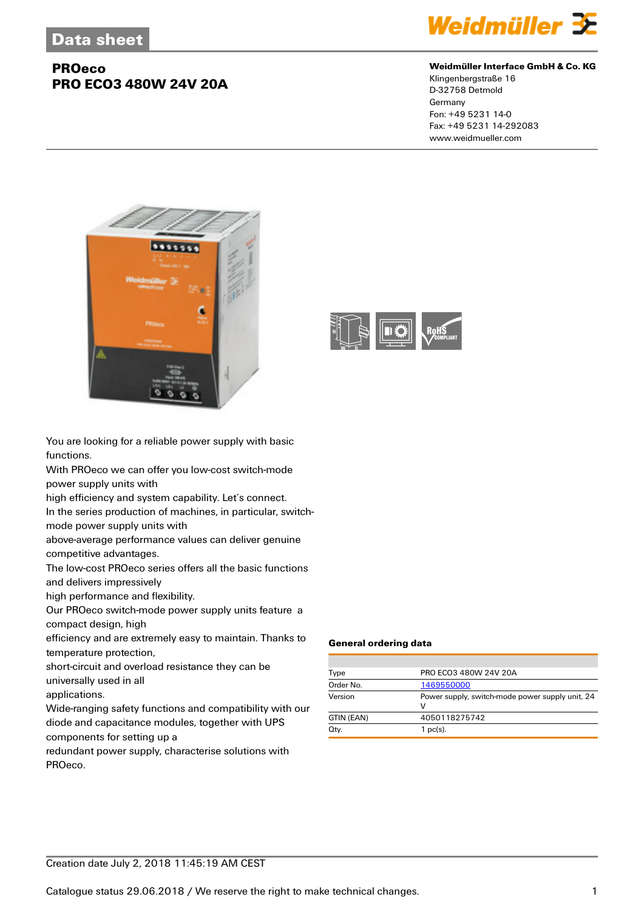Data sheet

# PROeco
## PRO ECO3 480W 24V 20A

**Weidmüller Interface GmbH & Co. KG**
Klingenbergstraße 16
D-32758 Detmold
Germany
Fon: +49 5231 14-0
Fax: +49 5231 14-292083
www.weidmueller.com

You are looking for a reliable power supply with basic functions.
With PROeco we can offer you low-cost switch-mode power supply units with
high efficiency and system capability. Let's connect.
In the series production of machines, in particular, switch-mode power supply units with
above-average performance values can deliver genuine competitive advantages.
The low-cost PROeco series offers all the basic functions and delivers impressively
high performance and flexibility.
Our PROeco switch-mode power supply units feature a compact design, high
efficiency and are extremely easy to maintain. Thanks to temperature protection,
short-circuit and overload resistance they can be universally used in all
applications.
Wide-ranging safety functions and compatibility with our diode and capacitance modules, together with UPS components for setting up a
redundant power supply, characterise solutions with PROeco.

### General ordering data

| | |
|---|---|
| Type | PRO ECO3 480W 24V 20A |
| Order No. | 1469550000 |
| Version | Power supply, switch-mode power supply unit, 24 V |
| GTIN (EAN) | 4050118275742 |
| Qty. | 1 pc(s). |

Creation date July 2, 2018 11:45:19 AM CEST

Catalogue status 29.06.2018 / We reserve the right to make technical changes.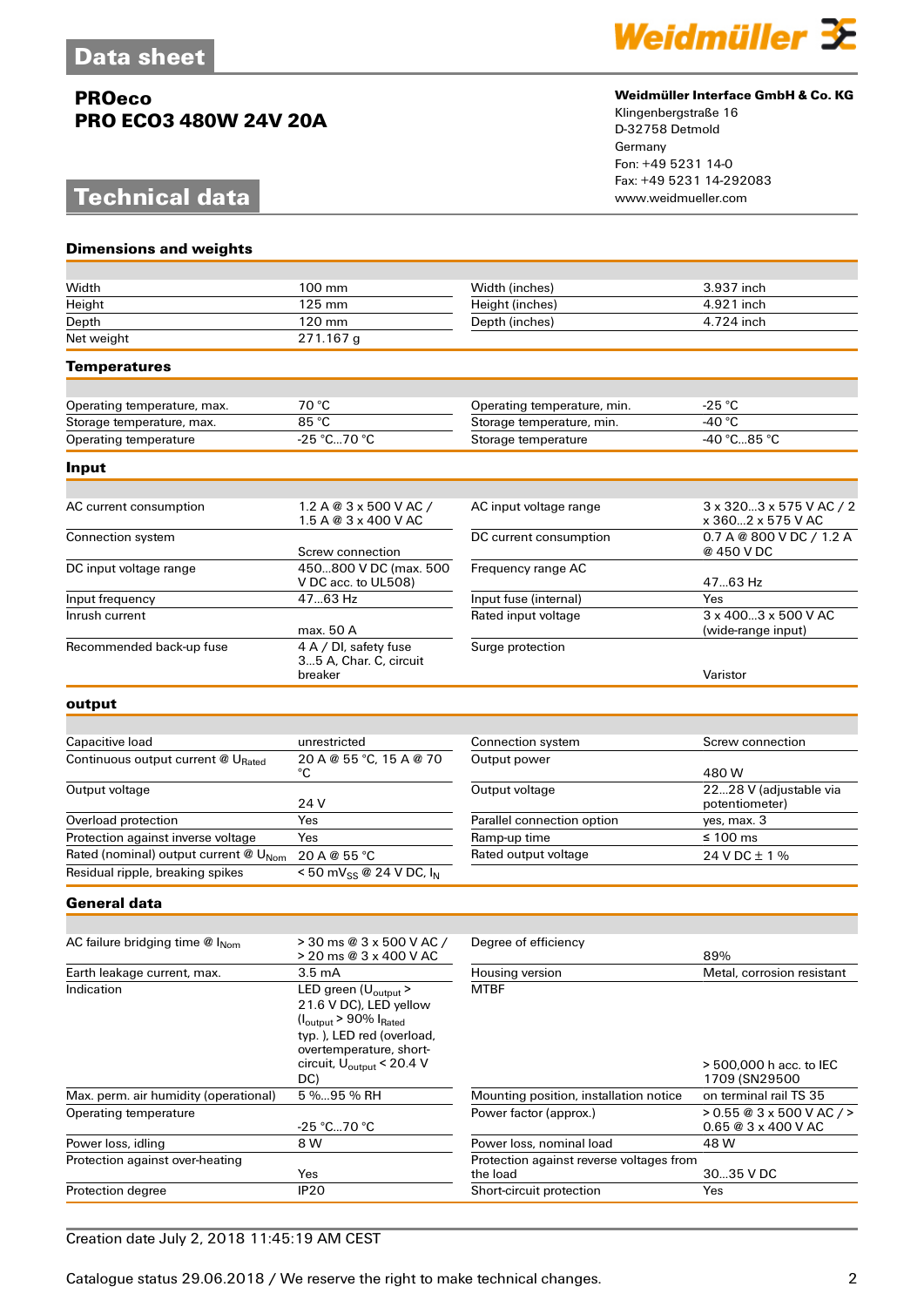# Data sheet

**PROeco**
**PRO ECO3 480W 24V 20A**

**Weidmüller Interface GmbH & Co. KG**
Klingenbergstraße 16
D-32758 Detmold
Germany
Fon: +49 5231 14-0
Fax: +49 5231 14-292083
www.weidmueller.com

# Technical data

## Dimensions and weights

| | | | |
|---|---|---|---|
| Width | 100 mm | Width (inches) | 3.937 inch |
| Height | 125 mm | Height (inches) | 4.921 inch |
| Depth | 120 mm | Depth (inches) | 4.724 inch |
| Net weight | 271.167 g | | |

## Temperatures

| | | | |
|---|---|---|---|
| Operating temperature, max. | 70 °C | Operating temperature, min. | -25 °C |
| Storage temperature, max. | 85 °C | Storage temperature, min. | -40 °C |
| Operating temperature | -25 °C...70 °C | Storage temperature | -40 °C...85 °C |

## Input

| | | | |
|---|---|---|---|
| AC current consumption | 1.2 A @ 3 x 500 V AC / 1.5 A @ 3 x 400 V AC | AC input voltage range | 3 x 320...3 x 575 V AC / 2 x 360...2 x 575 V AC |
| Connection system | Screw connection | DC current consumption | 0.7 A @ 800 V DC / 1.2 A @ 450 V DC |
| DC input voltage range | 450...800 V DC (max. 500 V DC acc. to UL508) | Frequency range AC | 47...63 Hz |
| Input frequency | 47...63 Hz | Input fuse (internal) | Yes |
| Inrush current | max. 50 A | Rated input voltage | 3 x 400...3 x 500 V AC (wide-range input) |
| Recommended back-up fuse | 4 A / DI, safety fuse 3...5 A, Char. C, circuit breaker | Surge protection | Varistor |

## output

| | | | |
|---|---|---|---|
| Capacitive load | unrestricted | Connection system | Screw connection |
| Continuous output current @ $U_{Rated}$ | 20 A @ 55 °C, 15 A @ 70 °C | Output power | 480 W |
| Output voltage | 24 V | Output voltage | 22...28 V (adjustable via potentiometer) |
| Overload protection | Yes | Parallel connection option | yes, max. 3 |
| Protection against inverse voltage | Yes | Ramp-up time | ≤ 100 ms |
| Rated (nominal) output current @ $U_{Nom}$ | 20 A @ 55 °C | Rated output voltage | 24 V DC ± 1 % |
| Residual ripple, breaking spikes | < 50 $mV_{SS}$ @ 24 V DC, $I_N$ | | |

## General data

| | | | |
|---|---|---|---|
| AC failure bridging time @ $I_{Nom}$ | > 30 ms @ 3 x 500 V AC / > 20 ms @ 3 x 400 V AC | Degree of efficiency | 89% |
| Earth leakage current, max. | 3.5 mA | Housing version | Metal, corrosion resistant |
| Indication | LED green ($U_{output}$ > 21.6 V DC), LED yellow ($I_{output}$ > 90% $I_{Rated}$ typ. ), LED red (overload, overtemperature, short-circuit, $U_{output}$ < 20.4 V DC) | MTBF | > 500,000 h acc. to IEC 1709 (SN29500 |
| Max. perm. air humidity (operational) | 5 %...95 % RH | Mounting position, installation notice | on terminal rail TS 35 |
| Operating temperature | -25 °C...70 °C | Power factor (approx.) | > 0.55 @ 3 x 500 V AC / > 0.65 @ 3 x 400 V AC |
| Power loss, idling | 8 W | Power loss, nominal load | 48 W |
| Protection against over-heating | Yes | Protection against reverse voltages from the load | 30...35 V DC |
| Protection degree | IP20 | Short-circuit protection | Yes |

Creation date July 2, 2018 11:45:19 AM CEST

Catalogue status 29.06.2018 / We reserve the right to make technical changes.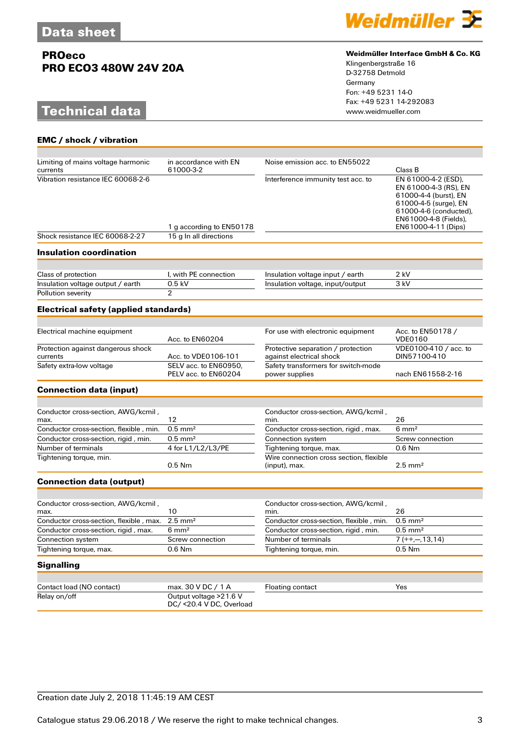## EMC / shock / vibration

| | | | |
|---|---|---|---|
| Limiting of mains voltage harmonic currents | in accordance with EN 61000-3-2 | Noise emission acc. to EN55022 | Class B |
| Vibration resistance IEC 60068-2-6 | 1 g according to EN50178 | Interference immunity test acc. to | EN 61000-4-2 (ESD), EN 61000-4-3 (RS), EN 61000-4-4 (burst), EN 61000-4-5 (surge), EN 61000-4-6 (conducted), EN61000-4-8 (Fields), EN61000-4-11 (Dips) |
| Shock resistance IEC 60068-2-27 | 15 g In all directions | | |

## Insulation coordination

| | | | |
|---|---|---|---|
| Class of protection | I, with PE connection | Insulation voltage input / earth | 2 kV |
| Insulation voltage output / earth | 0.5 kV | Insulation voltage, input/output | 3 kV |
| Pollution severity | 2 | | |

## Electrical safety (applied standards)

| | | | |
|---|---|---|---|
| Electrical machine equipment | Acc. to EN60204 | For use with electronic equipment | Acc. to EN50178 / VDE0160 |
| Protection against dangerous shock currents | Acc. to VDE0106-101 | Protective separation / protection against electrical shock | VDE0100-410 / acc. to DIN57100-410 |
| Safety extra-low voltage | SELV acc. to EN60950, PELV acc. to EN60204 | Safety transformers for switch-mode power supplies | nach EN61558-2-16 |

## Connection data (input)

| | | | |
|---|---|---|---|
| Conductor cross-section, AWG/kcmil , max. | 12 | Conductor cross-section, AWG/kcmil , min. | 26 |
| Conductor cross-section, flexible , min. | 0.5 mm² | Conductor cross-section, rigid , max. | 6 mm² |
| Conductor cross-section, rigid , min. | 0.5 mm² | Connection system | Screw connection |
| Number of terminals | 4 for L1/L2/L3/PE | Tightening torque, max. | 0.6 Nm |
| Tightening torque, min. | 0.5 Nm | Wire connection cross section, flexible (input), max. | 2.5 mm² |

## Connection data (output)

| | | | |
|---|---|---|---|
| Conductor cross-section, AWG/kcmil , max. | 10 | Conductor cross-section, AWG/kcmil , min. | 26 |
| Conductor cross-section, flexible , max. | 2.5 mm² | Conductor cross-section, flexible , min. | 0.5 mm² |
| Conductor cross-section, rigid , max. | 6 mm² | Conductor cross-section, rigid , min. | 0.5 mm² |
| Connection system | Screw connection | Number of terminals | 7 (++,—,13,14) |
| Tightening torque, max. | 0.6 Nm | Tightening torque, min. | 0.5 Nm |

## Signalling

| | | | |
|---|---|---|---|
| Contact load (NO contact) | max. 30 V DC / 1 A | Floating contact | Yes |
| Relay on/off | Output voltage >21.6 V DC/ <20.4 V DC, Overload | | |

Creation date July 2, 2018 11:45:19 AM CEST

Catalogue status 29.06.2018 / We reserve the right to make technical changes.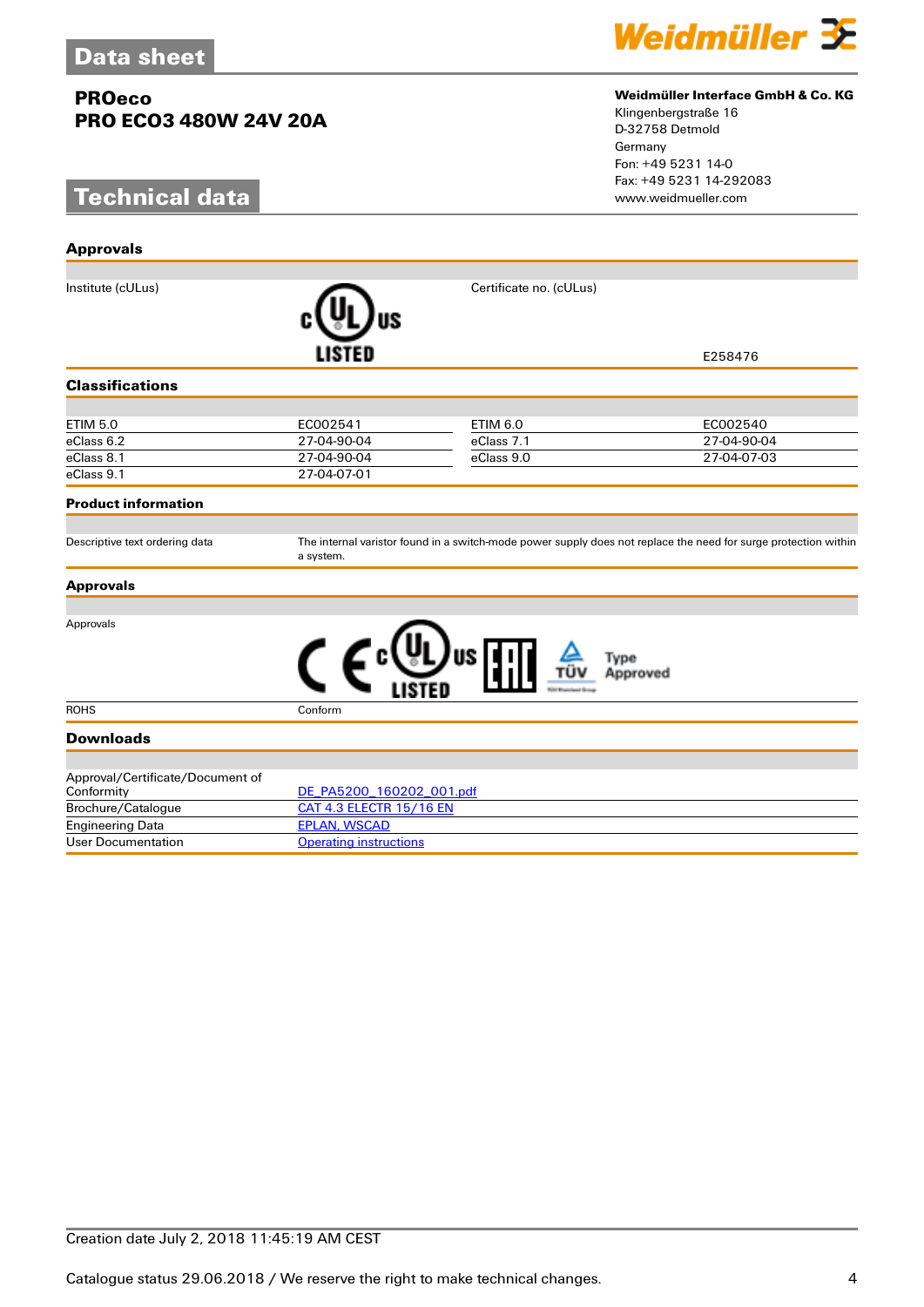# Data sheet

## PROeco
## PRO ECO3 480W 24V 20A

**Weidmüller Interface GmbH & Co. KG**
Klingenbergstraße 16
D-32758 Detmold
Germany
Fon: +49 5231 14-0
Fax: +49 5231 14-292083
www.weidmueller.com

# Technical data

### Approvals

| Institute (cULus) | c UL us LISTED | Certificate no. (cULus) | E258476 |
|---|---|---|---|

### Classifications

| | | | |
|---|---|---|---|
| ETIM 5.0 | EC002541 | ETIM 6.0 | EC002540 |
| eClass 6.2 | 27-04-90-04 | eClass 7.1 | 27-04-90-04 |
| eClass 8.1 | 27-04-90-04 | eClass 9.0 | 27-04-07-03 |
| eClass 9.1 | 27-04-07-01 | | |

### Product information

| | |
|---|---|
| Descriptive text ordering data | The internal varistor found in a switch-mode power supply does not replace the need for surge protection within a system. |

### Approvals

| | |
|---|---|
| Approvals | CE, c UL us LISTED, EAC, TÜV Type Approved |
| ROHS | Conform |

### Downloads

| | |
|---|---|
| Approval/Certificate/Document of Conformity | DE_PA5200_160202_001.pdf |
| Brochure/Catalogue | CAT 4.3 ELECTR 15/16 EN |
| Engineering Data | EPLAN, WSCAD |
| User Documentation | Operating instructions |

Creation date July 2, 2018 11:45:19 AM CEST

Catalogue status 29.06.2018 / We reserve the right to make technical changes.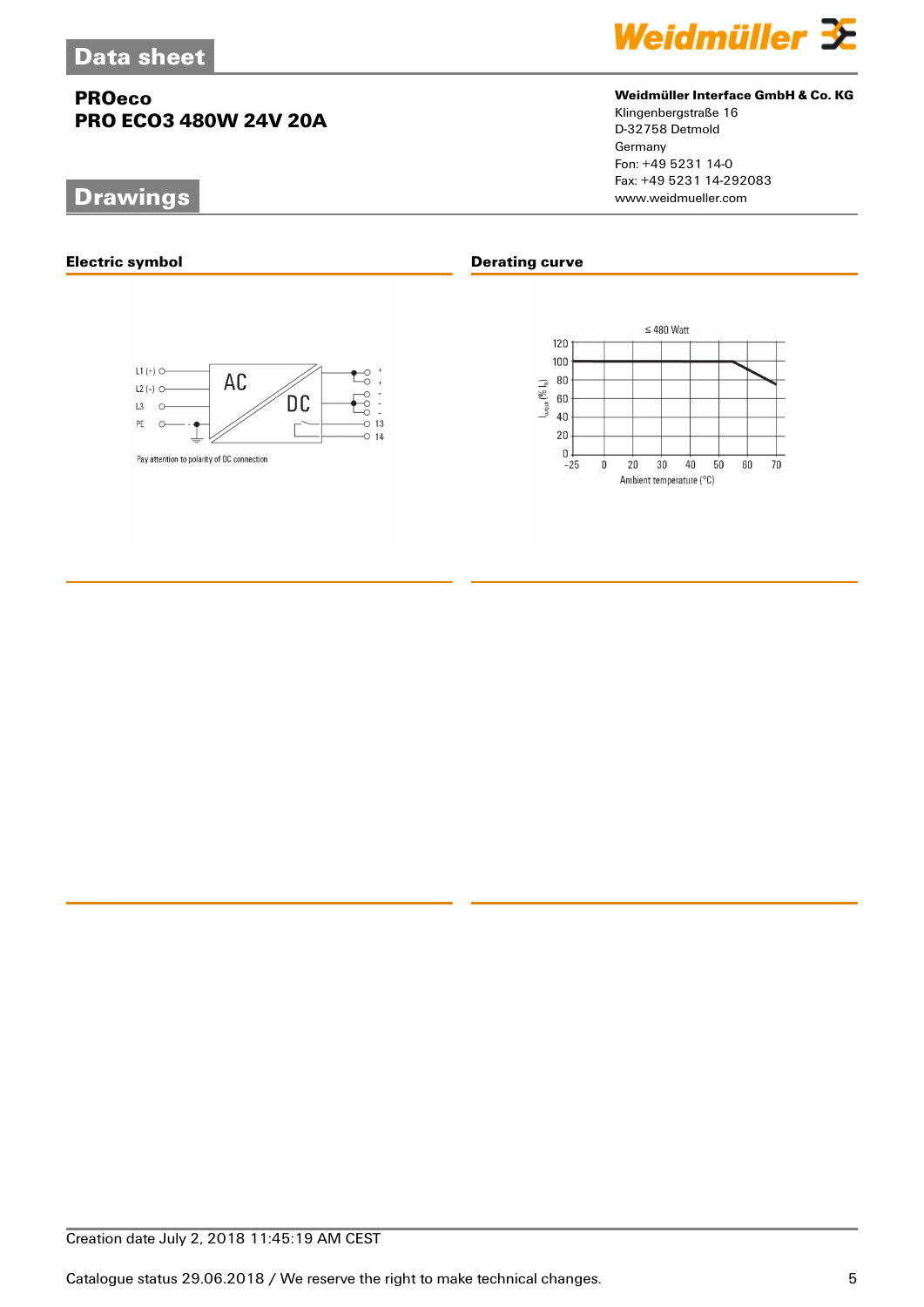# Data sheet

**PROeco**
**PRO ECO3 480W 24V 20A**

**Weidmüller Interface GmbH & Co. KG**
Klingenbergstraße 16
D-32758 Detmold
Germany
Fon: +49 5231 14-0
Fax: +49 5231 14-292083
www.weidmueller.com

## Drawings

### Electric symbol

L1 (+)
L2 (-)
L3
PE
AC
DC
+
+
-
-
13
14

Pay attention to polarity of DC connection

### Derating curve

≤ 480 Watt

$I_{output}$ (% $I_N$)

120
100
80
60
40
20
0

-25
0
20
30
40
50
60
70

Ambient temperature (°C)

Creation date July 2, 2018 11:45:19 AM CEST

Catalogue status 29.06.2018 / We reserve the right to make technical changes.